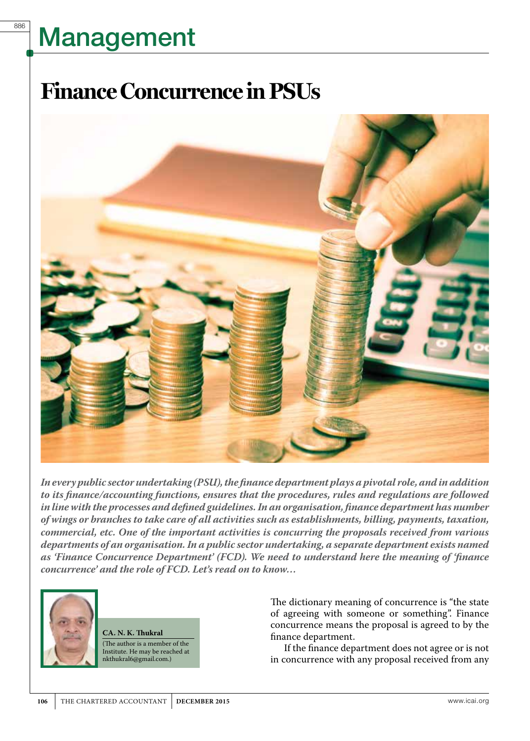# Management

# Finance Concurrence in PSUs

*In every public sector undertaking (PSU), the finance department plays a pivotal role, and in addition to its finance/accounting functions, ensures that the procedures, rules and regulations are followed in line with the processes and defined guidelines. In an organisation, finance department has number of wings or branches to take care of all activities such as establishments, billing, payments, taxation, commercial, etc. One of the important activities is concurring the proposals received from various departments of an organisation. In a public sector undertaking, a separate department exists named as 'Finance Concurrence Department' (FCD). We need to understand here the meaning of 'finance concurrence' and the role of FCD. Let's read on to know…*

**CA. N. K. Thukral**
(The author is a member of the Institute. He may be reached at nkthukral6@gmail.com.)

The dictionary meaning of concurrence is "the state of agreeing with someone or something". Finance concurrence means the proposal is agreed to by the finance department.

If the finance department does not agree or is not in concurrence with any proposal received from any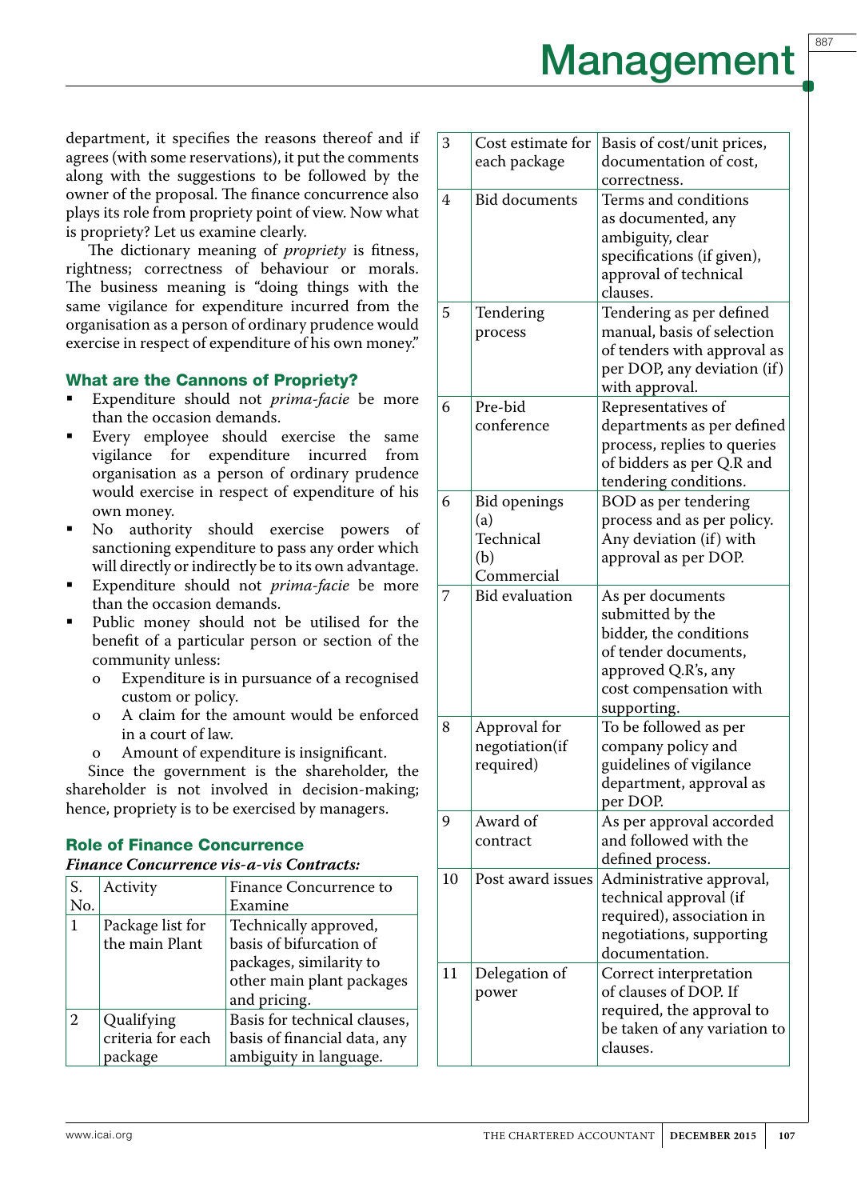department, it specifies the reasons thereof and if agrees (with some reservations), it put the comments along with the suggestions to be followed by the owner of the proposal. The finance concurrence also plays its role from propriety point of view. Now what is propriety? Let us examine clearly.

The dictionary meaning of *propriety* is fitness, rightness; correctness of behaviour or morals. The business meaning is "doing things with the same vigilance for expenditure incurred from the organisation as a person of ordinary prudence would exercise in respect of expenditure of his own money."

### What are the Cannons of Propriety?

- Expenditure should not *prima-facie* be more than the occasion demands.
- Every employee should exercise the same vigilance for expenditure incurred from organisation as a person of ordinary prudence would exercise in respect of expenditure of his own money.
- No authority should exercise powers of sanctioning expenditure to pass any order which will directly or indirectly be to its own advantage.
- Expenditure should not *prima-facie* be more than the occasion demands.
- Public money should not be utilised for the benefit of a particular person or section of the community unless:
  - o Expenditure is in pursuance of a recognised custom or policy.
  - o A claim for the amount would be enforced in a court of law.
  - o Amount of expenditure is insignificant.

Since the government is the shareholder, the shareholder is not involved in decision-making; hence, propriety is to be exercised by managers.

### Role of Finance Concurrence

***Finance Concurrence vis-a-vis Contracts:***

| S. No. | Activity | Finance Concurrence to Examine |
|---|---|---|
| 1 | Package list for the main Plant | Technically approved, basis of bifurcation of packages, similarity to other main plant packages and pricing. |
| 2 | Qualifying criteria for each package | Basis for technical clauses, basis of financial data, any ambiguity in language. |
| 3 | Cost estimate for each package | Basis of cost/unit prices, documentation of cost, correctness. |
| 4 | Bid documents | Terms and conditions as documented, any ambiguity, clear specifications (if given), approval of technical clauses. |
| 5 | Tendering process | Tendering as per defined manual, basis of selection of tenders with approval as per DOP, any deviation (if) with approval. |
| 6 | Pre-bid conference | Representatives of departments as per defined process, replies to queries of bidders as per Q.R and tendering conditions. |
| 6 | Bid openings (a) Technical (b) Commercial | BOD as per tendering process and as per policy. Any deviation (if) with approval as per DOP. |
| 7 | Bid evaluation | As per documents submitted by the bidder, the conditions of tender documents, approved Q.R's, any cost compensation with supporting. |
| 8 | Approval for negotiation(if required) | To be followed as per company policy and guidelines of vigilance department, approval as per DOP. |
| 9 | Award of contract | As per approval accorded and followed with the defined process. |
| 10 | Post award issues | Administrative approval, technical approval (if required), association in negotiations, supporting documentation. |
| 11 | Delegation of power | Correct interpretation of clauses of DOP. If required, the approval to be taken of any variation to clauses. |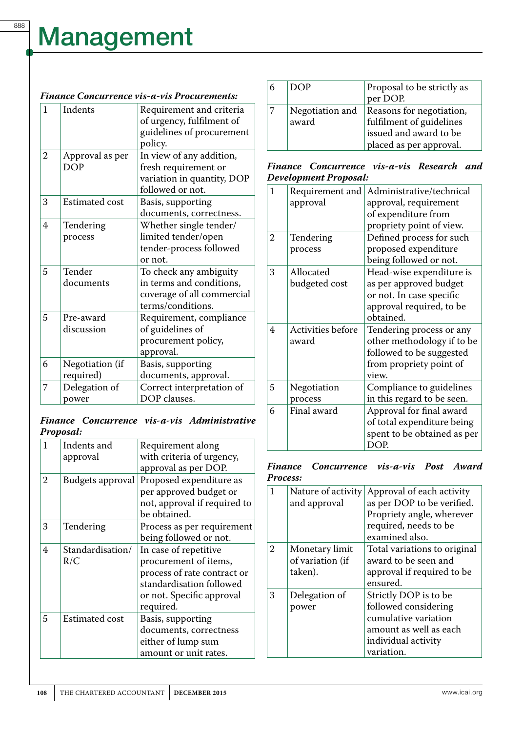***Finance Concurrence vis-a-vis Procurements:***

| | | |
|---|---|---|
| 1 | Indents | Requirement and criteria of urgency, fulfilment of guidelines of procurement policy. |
| 2 | Approval as per DOP | In view of any addition, fresh requirement or variation in quantity, DOP followed or not. |
| 3 | Estimated cost | Basis, supporting documents, correctness. |
| 4 | Tendering process | Whether single tender/ limited tender/open tender-process followed or not. |
| 5 | Tender documents | To check any ambiguity in terms and conditions, coverage of all commercial terms/conditions. |
| 5 | Pre-award discussion | Requirement, compliance of guidelines of procurement policy, approval. |
| 6 | Negotiation (if required) | Basis, supporting documents, approval. |
| 7 | Delegation of power | Correct interpretation of DOP clauses. |

***Finance Concurrence vis-a-vis Administrative Proposal:***

| | | |
|---|---|---|
| 1 | Indents and approval | Requirement along with criteria of urgency, approval as per DOP. |
| 2 | Budgets approval | Proposed expenditure as per approved budget or not, approval if required to be obtained. |
| 3 | Tendering | Process as per requirement being followed or not. |
| 4 | Standardisation/ R/C | In case of repetitive procurement of items, process of rate contract or standardisation followed or not. Specific approval required. |
| 5 | Estimated cost | Basis, supporting documents, correctness either of lump sum amount or unit rates. |
| 6 | DOP | Proposal to be strictly as per DOP. |
| 7 | Negotiation and award | Reasons for negotiation, fulfilment of guidelines issued and award to be placed as per approval. |

***Finance Concurrence vis-a-vis Research and Development Proposal:***

| | | |
|---|---|---|
| 1 | Requirement and approval | Administrative/technical approval, requirement of expenditure from propriety point of view. |
| 2 | Tendering process | Defined process for such proposed expenditure being followed or not. |
| 3 | Allocated budgeted cost | Head-wise expenditure is as per approved budget or not. In case specific approval required, to be obtained. |
| 4 | Activities before award | Tendering process or any other methodology if to be followed to be suggested from propriety point of view. |
| 5 | Negotiation process | Compliance to guidelines in this regard to be seen. |
| 6 | Final award | Approval for final award of total expenditure being spent to be obtained as per DOP. |

***Finance Concurrence vis-a-vis Post Award Process:***

| | | |
|---|---|---|
| 1 | Nature of activity and approval | Approval of each activity as per DOP to be verified. Propriety angle, wherever required, needs to be examined also. |
| 2 | Monetary limit of variation (if taken). | Total variations to original award to be seen and approval if required to be ensured. |
| 3 | Delegation of power | Strictly DOP is to be followed considering cumulative variation amount as well as each individual activity variation. |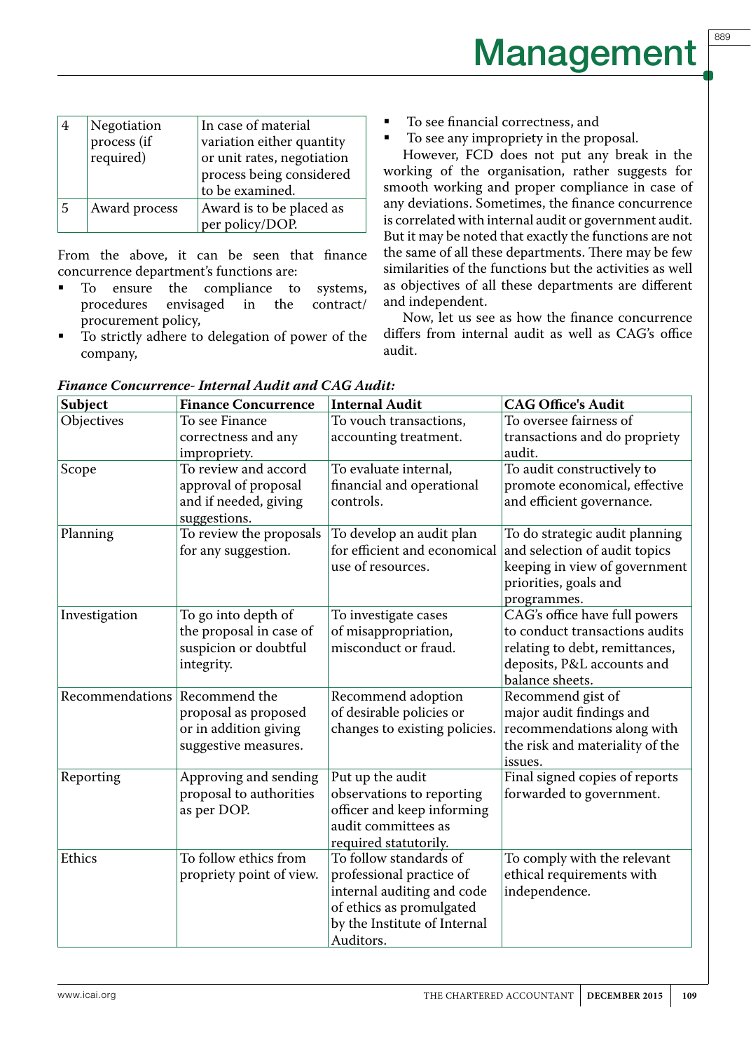| 4 | Negotiation process (if required) | In case of material variation either quantity or unit rates, negotiation process being considered to be examined. |
|---|---|---|
| 5 | Award process | Award is to be placed as per policy/DOP. |

From the above, it can be seen that finance concurrence department's functions are:

- To ensure the compliance to systems, procedures envisaged in the contract/ procurement policy,
- To strictly adhere to delegation of power of the company,
- To see financial correctness, and
- To see any impropriety in the proposal.

However, FCD does not put any break in the working of the organisation, rather suggests for smooth working and proper compliance in case of any deviations. Sometimes, the finance concurrence is correlated with internal audit or government audit. But it may be noted that exactly the functions are not the same of all these departments. There may be few similarities of the functions but the activities as well as objectives of all these departments are different and independent.

Now, let us see as how the finance concurrence differs from internal audit as well as CAG's office audit.

***Finance Concurrence- Internal Audit and CAG Audit:***

| Subject | Finance Concurrence | Internal Audit | CAG Office's Audit |
|---|---|---|---|
| Objectives | To see Finance correctness and any impropriety. | To vouch transactions, accounting treatment. | To oversee fairness of transactions and do propriety audit. |
| Scope | To review and accord approval of proposal and if needed, giving suggestions. | To evaluate internal, financial and operational controls. | To audit constructively to promote economical, effective and efficient governance. |
| Planning | To review the proposals for any suggestion. | To develop an audit plan for efficient and economical use of resources. | To do strategic audit planning and selection of audit topics keeping in view of government priorities, goals and programmes. |
| Investigation | To go into depth of the proposal in case of suspicion or doubtful integrity. | To investigate cases of misappropriation, misconduct or fraud. | CAG's office have full powers to conduct transactions audits relating to debt, remittances, deposits, P&L accounts and balance sheets. |
| Recommendations | Recommend the proposal as proposed or in addition giving suggestive measures. | Recommend adoption of desirable policies or changes to existing policies. | Recommend gist of major audit findings and recommendations along with the risk and materiality of the issues. |
| Reporting | Approving and sending proposal to authorities as per DOP. | Put up the audit observations to reporting officer and keep informing audit committees as required statutorily. | Final signed copies of reports forwarded to government. |
| Ethics | To follow ethics from propriety point of view. | To follow standards of professional practice of internal auditing and code of ethics as promulgated by the Institute of Internal Auditors. | To comply with the relevant ethical requirements with independence. |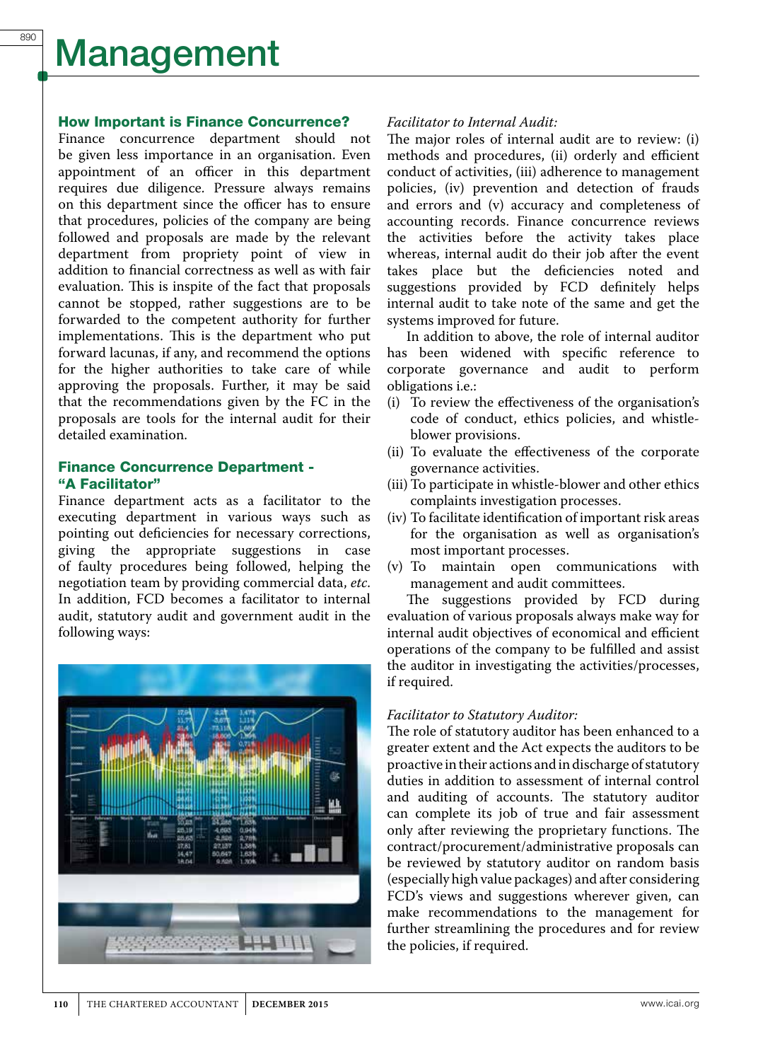# Management

## How Important is Finance Concurrence?

Finance concurrence department should not be given less importance in an organisation. Even appointment of an officer in this department requires due diligence. Pressure always remains on this department since the officer has to ensure that procedures, policies of the company are being followed and proposals are made by the relevant department from propriety point of view in addition to financial correctness as well as with fair evaluation. This is inspite of the fact that proposals cannot be stopped, rather suggestions are to be forwarded to the competent authority for further implementations. This is the department who put forward lacunas, if any, and recommend the options for the higher authorities to take care of while approving the proposals. Further, it may be said that the recommendations given by the FC in the proposals are tools for the internal audit for their detailed examination.

## Finance Concurrence Department - "A Facilitator"

Finance department acts as a facilitator to the executing department in various ways such as pointing out deficiencies for necessary corrections, giving the appropriate suggestions in case of faulty procedures being followed, helping the negotiation team by providing commercial data, *etc.* In addition, FCD becomes a facilitator to internal audit, statutory audit and government audit in the following ways:

*Facilitator to Internal Audit:*

The major roles of internal audit are to review: (i) methods and procedures, (ii) orderly and efficient conduct of activities, (iii) adherence to management policies, (iv) prevention and detection of frauds and errors and (v) accuracy and completeness of accounting records. Finance concurrence reviews the activities before the activity takes place whereas, internal audit do their job after the event takes place but the deficiencies noted and suggestions provided by FCD definitely helps internal audit to take note of the same and get the systems improved for future.

In addition to above, the role of internal auditor has been widened with specific reference to corporate governance and audit to perform obligations i.e.:

(i) To review the effectiveness of the organisation's code of conduct, ethics policies, and whistle-blower provisions.

(ii) To evaluate the effectiveness of the corporate governance activities.

(iii) To participate in whistle-blower and other ethics complaints investigation processes.

(iv) To facilitate identification of important risk areas for the organisation as well as organisation's most important processes.

(v) To maintain open communications with management and audit committees.

The suggestions provided by FCD during evaluation of various proposals always make way for internal audit objectives of economical and efficient operations of the company to be fulfilled and assist the auditor in investigating the activities/processes, if required.

*Facilitator to Statutory Auditor:*

The role of statutory auditor has been enhanced to a greater extent and the Act expects the auditors to be proactive in their actions and in discharge of statutory duties in addition to assessment of internal control and auditing of accounts. The statutory auditor can complete its job of true and fair assessment only after reviewing the proprietary functions. The contract/procurement/administrative proposals can be reviewed by statutory auditor on random basis (especially high value packages) and after considering FCD's views and suggestions wherever given, can make recommendations to the management for further streamlining the procedures and for review the policies, if required.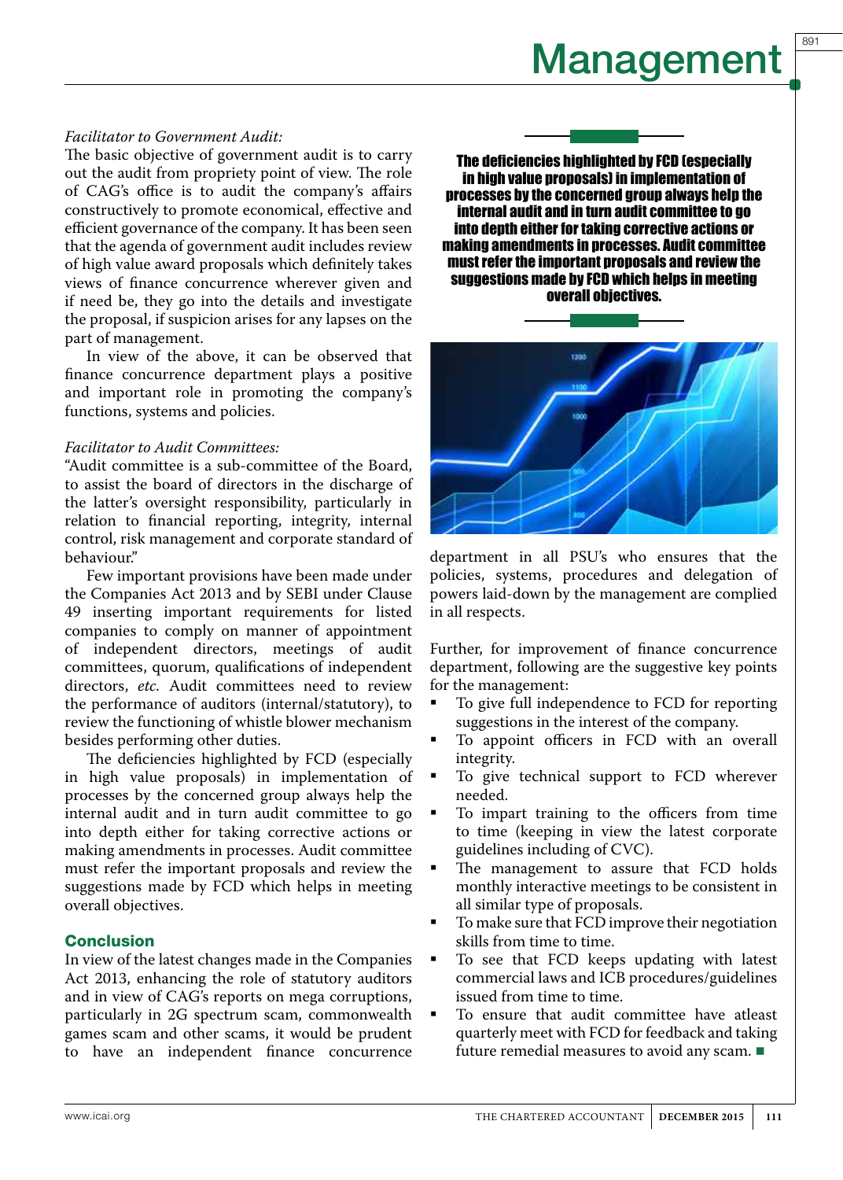*Facilitator to Government Audit:*

The basic objective of government audit is to carry out the audit from propriety point of view. The role of CAG's office is to audit the company's affairs constructively to promote economical, effective and efficient governance of the company. It has been seen that the agenda of government audit includes review of high value award proposals which definitely takes views of finance concurrence wherever given and if need be, they go into the details and investigate the proposal, if suspicion arises for any lapses on the part of management.

In view of the above, it can be observed that finance concurrence department plays a positive and important role in promoting the company's functions, systems and policies.

*Facilitator to Audit Committees:*

"Audit committee is a sub-committee of the Board, to assist the board of directors in the discharge of the latter's oversight responsibility, particularly in relation to financial reporting, integrity, internal control, risk management and corporate standard of behaviour."

Few important provisions have been made under the Companies Act 2013 and by SEBI under Clause 49 inserting important requirements for listed companies to comply on manner of appointment of independent directors, meetings of audit committees, quorum, qualifications of independent directors, *etc.* Audit committees need to review the performance of auditors (internal/statutory), to review the functioning of whistle blower mechanism besides performing other duties.

The deficiencies highlighted by FCD (especially in high value proposals) in implementation of processes by the concerned group always help the internal audit and in turn audit committee to go into depth either for taking corrective actions or making amendments in processes. Audit committee must refer the important proposals and review the suggestions made by FCD which helps in meeting overall objectives.

**The deficiencies highlighted by FCD (especially in high value proposals) in implementation of processes by the concerned group always help the internal audit and in turn audit committee to go into depth either for taking corrective actions or making amendments in processes. Audit committee must refer the important proposals and review the suggestions made by FCD which helps in meeting overall objectives.**

## Conclusion

In view of the latest changes made in the Companies Act 2013, enhancing the role of statutory auditors and in view of CAG's reports on mega corruptions, particularly in 2G spectrum scam, commonwealth games scam and other scams, it would be prudent to have an independent finance concurrence department in all PSU's who ensures that the policies, systems, procedures and delegation of powers laid-down by the management are complied in all respects.

Further, for improvement of finance concurrence department, following are the suggestive key points for the management:

- To give full independence to FCD for reporting suggestions in the interest of the company.
- To appoint officers in FCD with an overall integrity.
- To give technical support to FCD wherever needed.
- To impart training to the officers from time to time (keeping in view the latest corporate guidelines including of CVC).
- The management to assure that FCD holds monthly interactive meetings to be consistent in all similar type of proposals.
- To make sure that FCD improve their negotiation skills from time to time.
- To see that FCD keeps updating with latest commercial laws and ICB procedures/guidelines issued from time to time.
- To ensure that audit committee have atleast quarterly meet with FCD for feedback and taking future remedial measures to avoid any scam. ■